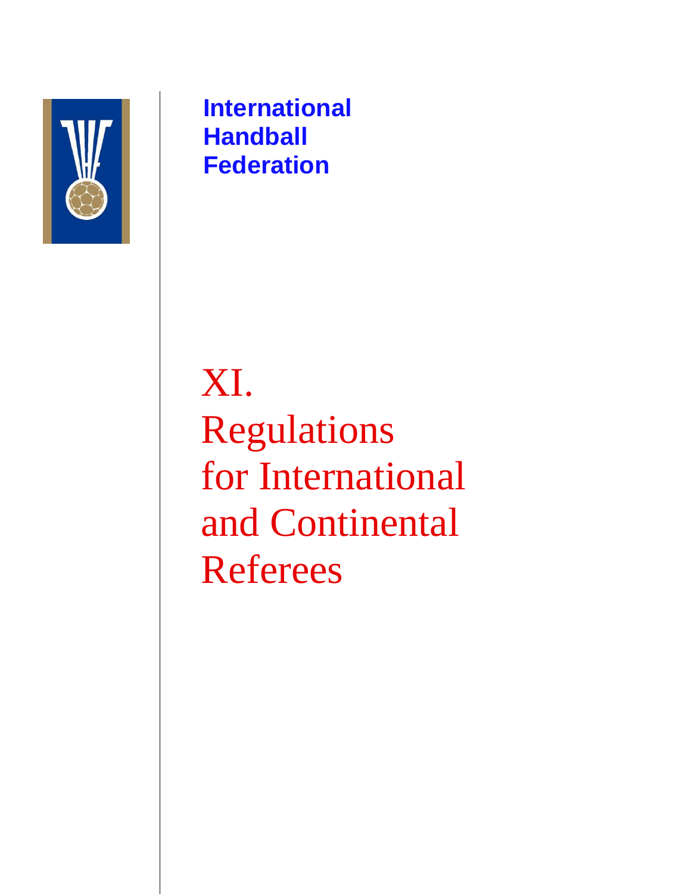**International**
**Handball**
**Federation**

# XI.
# Regulations for International and Continental Referees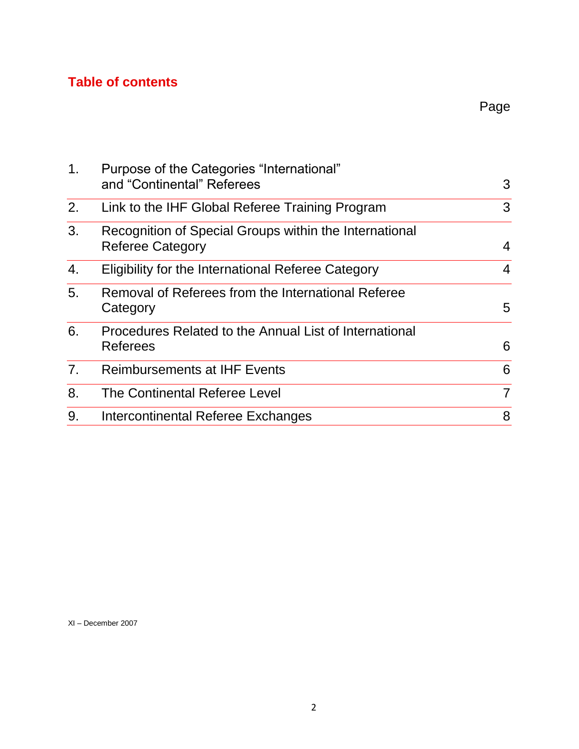## Table of contents

| | | Page |
|---|---|---|
| 1. | Purpose of the Categories "International" and "Continental" Referees | 3 |
| 2. | Link to the IHF Global Referee Training Program | 3 |
| 3. | Recognition of Special Groups within the International Referee Category | 4 |
| 4. | Eligibility for the International Referee Category | 4 |
| 5. | Removal of Referees from the International Referee Category | 5 |
| 6. | Procedures Related to the Annual List of International Referees | 6 |
| 7. | Reimbursements at IHF Events | 6 |
| 8. | The Continental Referee Level | 7 |
| 9. | Intercontinental Referee Exchanges | 8 |

XI – December 2007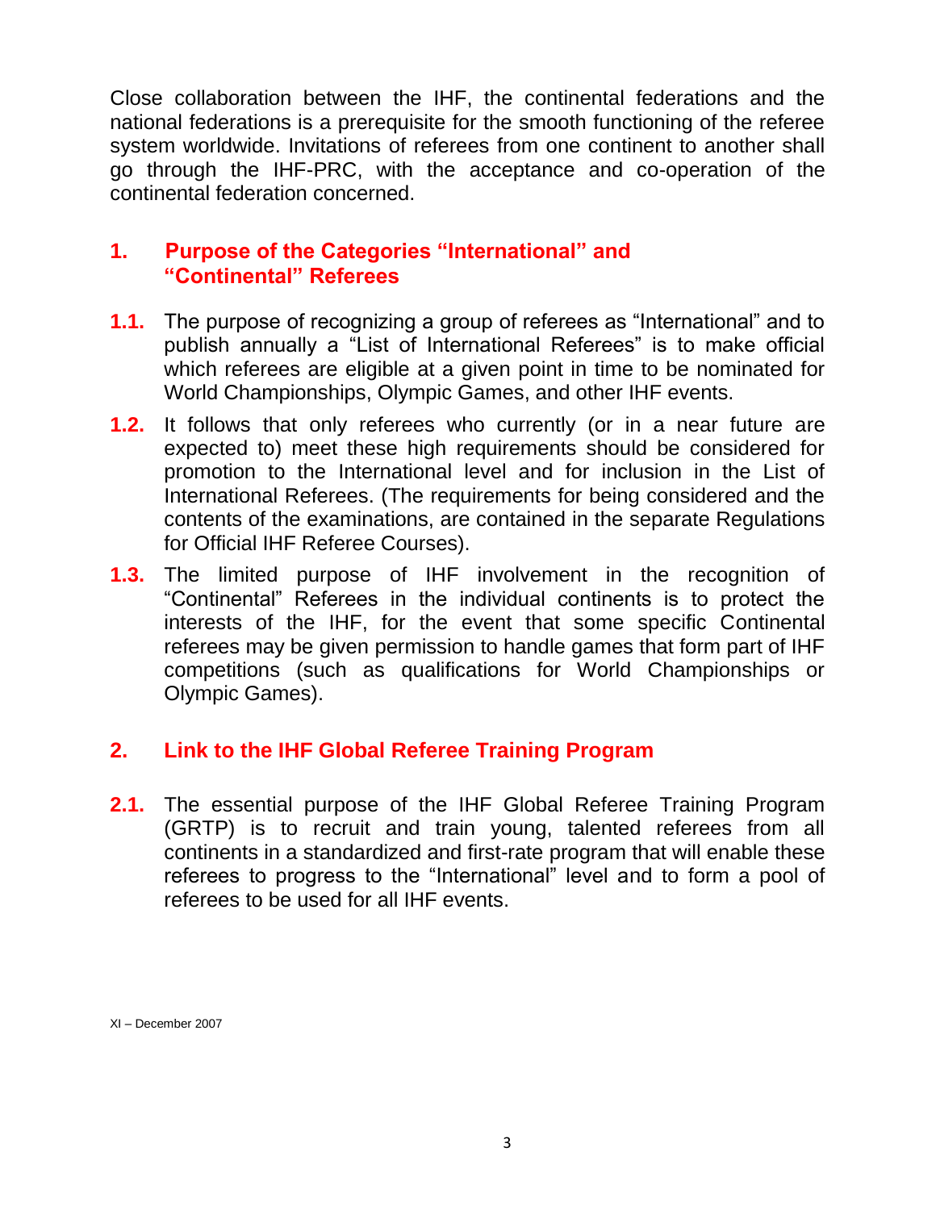Close collaboration between the IHF, the continental federations and the national federations is a prerequisite for the smooth functioning of the referee system worldwide. Invitations of referees from one continent to another shall go through the IHF-PRC, with the acceptance and co-operation of the continental federation concerned.

## 1. Purpose of the Categories "International" and "Continental" Referees

**1.1.** The purpose of recognizing a group of referees as "International" and to publish annually a "List of International Referees" is to make official which referees are eligible at a given point in time to be nominated for World Championships, Olympic Games, and other IHF events.

**1.2.** It follows that only referees who currently (or in a near future are expected to) meet these high requirements should be considered for promotion to the International level and for inclusion in the List of International Referees. (The requirements for being considered and the contents of the examinations, are contained in the separate Regulations for Official IHF Referee Courses).

**1.3.** The limited purpose of IHF involvement in the recognition of "Continental" Referees in the individual continents is to protect the interests of the IHF, for the event that some specific Continental referees may be given permission to handle games that form part of IHF competitions (such as qualifications for World Championships or Olympic Games).

## 2. Link to the IHF Global Referee Training Program

**2.1.** The essential purpose of the IHF Global Referee Training Program (GRTP) is to recruit and train young, talented referees from all continents in a standardized and first-rate program that will enable these referees to progress to the "International" level and to form a pool of referees to be used for all IHF events.

XI – December 2007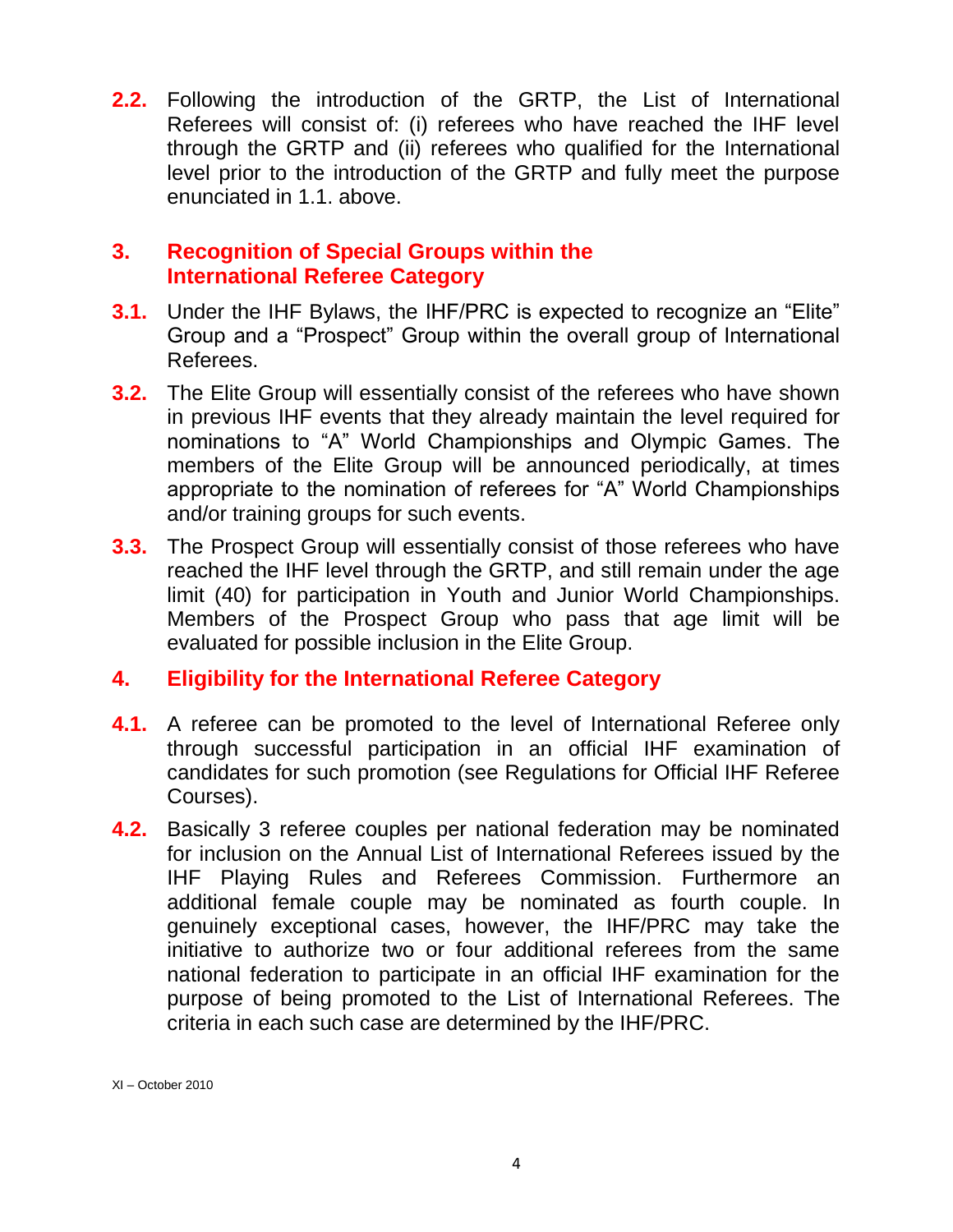**2.2.** Following the introduction of the GRTP, the List of International Referees will consist of: (i) referees who have reached the IHF level through the GRTP and (ii) referees who qualified for the International level prior to the introduction of the GRTP and fully meet the purpose enunciated in 1.1. above.

## 3. Recognition of Special Groups within the International Referee Category

**3.1.** Under the IHF Bylaws, the IHF/PRC is expected to recognize an "Elite" Group and a "Prospect" Group within the overall group of International Referees.

**3.2.** The Elite Group will essentially consist of the referees who have shown in previous IHF events that they already maintain the level required for nominations to "A" World Championships and Olympic Games. The members of the Elite Group will be announced periodically, at times appropriate to the nomination of referees for "A" World Championships and/or training groups for such events.

**3.3.** The Prospect Group will essentially consist of those referees who have reached the IHF level through the GRTP, and still remain under the age limit (40) for participation in Youth and Junior World Championships. Members of the Prospect Group who pass that age limit will be evaluated for possible inclusion in the Elite Group.

## 4. Eligibility for the International Referee Category

**4.1.** A referee can be promoted to the level of International Referee only through successful participation in an official IHF examination of candidates for such promotion (see Regulations for Official IHF Referee Courses).

**4.2.** Basically 3 referee couples per national federation may be nominated for inclusion on the Annual List of International Referees issued by the IHF Playing Rules and Referees Commission. Furthermore an additional female couple may be nominated as fourth couple. In genuinely exceptional cases, however, the IHF/PRC may take the initiative to authorize two or four additional referees from the same national federation to participate in an official IHF examination for the purpose of being promoted to the List of International Referees. The criteria in each such case are determined by the IHF/PRC.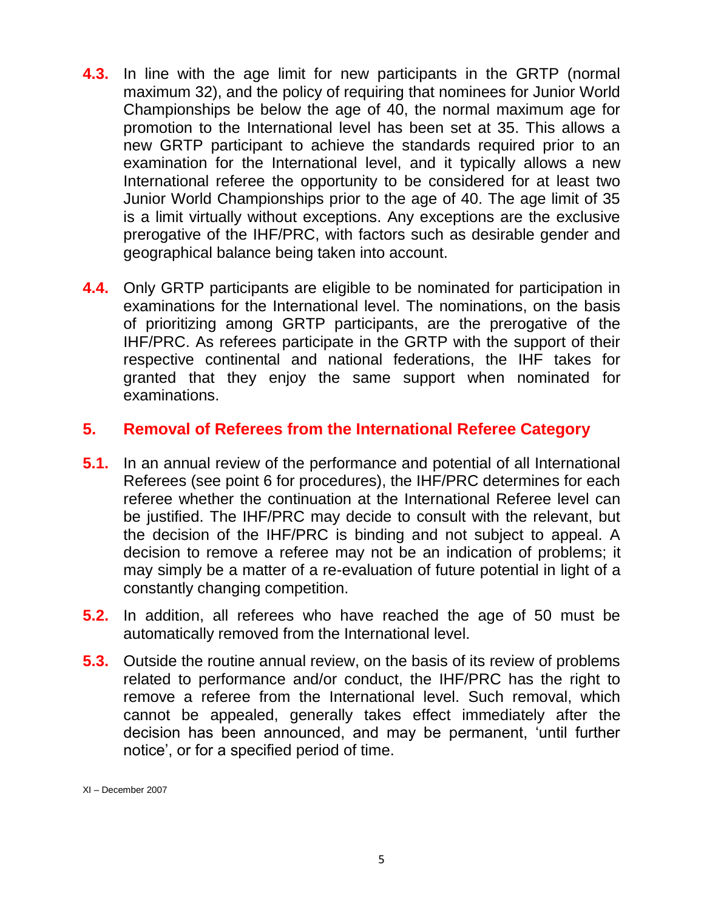**4.3.** In line with the age limit for new participants in the GRTP (normal maximum 32), and the policy of requiring that nominees for Junior World Championships be below the age of 40, the normal maximum age for promotion to the International level has been set at 35. This allows a new GRTP participant to achieve the standards required prior to an examination for the International level, and it typically allows a new International referee the opportunity to be considered for at least two Junior World Championships prior to the age of 40. The age limit of 35 is a limit virtually without exceptions. Any exceptions are the exclusive prerogative of the IHF/PRC, with factors such as desirable gender and geographical balance being taken into account.

**4.4.** Only GRTP participants are eligible to be nominated for participation in examinations for the International level. The nominations, on the basis of prioritizing among GRTP participants, are the prerogative of the IHF/PRC. As referees participate in the GRTP with the support of their respective continental and national federations, the IHF takes for granted that they enjoy the same support when nominated for examinations.

## 5. Removal of Referees from the International Referee Category

**5.1.** In an annual review of the performance and potential of all International Referees (see point 6 for procedures), the IHF/PRC determines for each referee whether the continuation at the International Referee level can be justified. The IHF/PRC may decide to consult with the relevant, but the decision of the IHF/PRC is binding and not subject to appeal. A decision to remove a referee may not be an indication of problems; it may simply be a matter of a re-evaluation of future potential in light of a constantly changing competition.

**5.2.** In addition, all referees who have reached the age of 50 must be automatically removed from the International level.

**5.3.** Outside the routine annual review, on the basis of its review of problems related to performance and/or conduct, the IHF/PRC has the right to remove a referee from the International level. Such removal, which cannot be appealed, generally takes effect immediately after the decision has been announced, and may be permanent, 'until further notice', or for a specified period of time.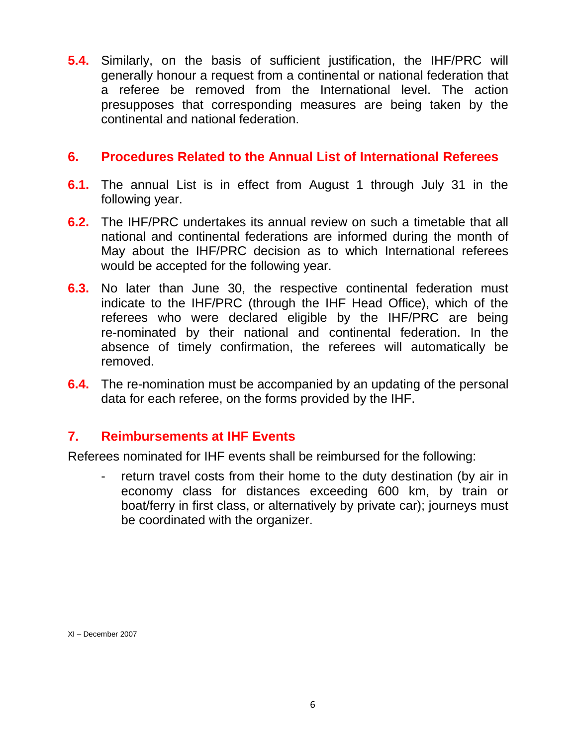**5.4.** Similarly, on the basis of sufficient justification, the IHF/PRC will generally honour a request from a continental or national federation that a referee be removed from the International level. The action presupposes that corresponding measures are being taken by the continental and national federation.

## 6. Procedures Related to the Annual List of International Referees

**6.1.** The annual List is in effect from August 1 through July 31 in the following year.

**6.2.** The IHF/PRC undertakes its annual review on such a timetable that all national and continental federations are informed during the month of May about the IHF/PRC decision as to which International referees would be accepted for the following year.

**6.3.** No later than June 30, the respective continental federation must indicate to the IHF/PRC (through the IHF Head Office), which of the referees who were declared eligible by the IHF/PRC are being re-nominated by their national and continental federation. In the absence of timely confirmation, the referees will automatically be removed.

**6.4.** The re-nomination must be accompanied by an updating of the personal data for each referee, on the forms provided by the IHF.

## 7. Reimbursements at IHF Events

Referees nominated for IHF events shall be reimbursed for the following:

- return travel costs from their home to the duty destination (by air in economy class for distances exceeding 600 km, by train or boat/ferry in first class, or alternatively by private car); journeys must be coordinated with the organizer.

XI – December 2007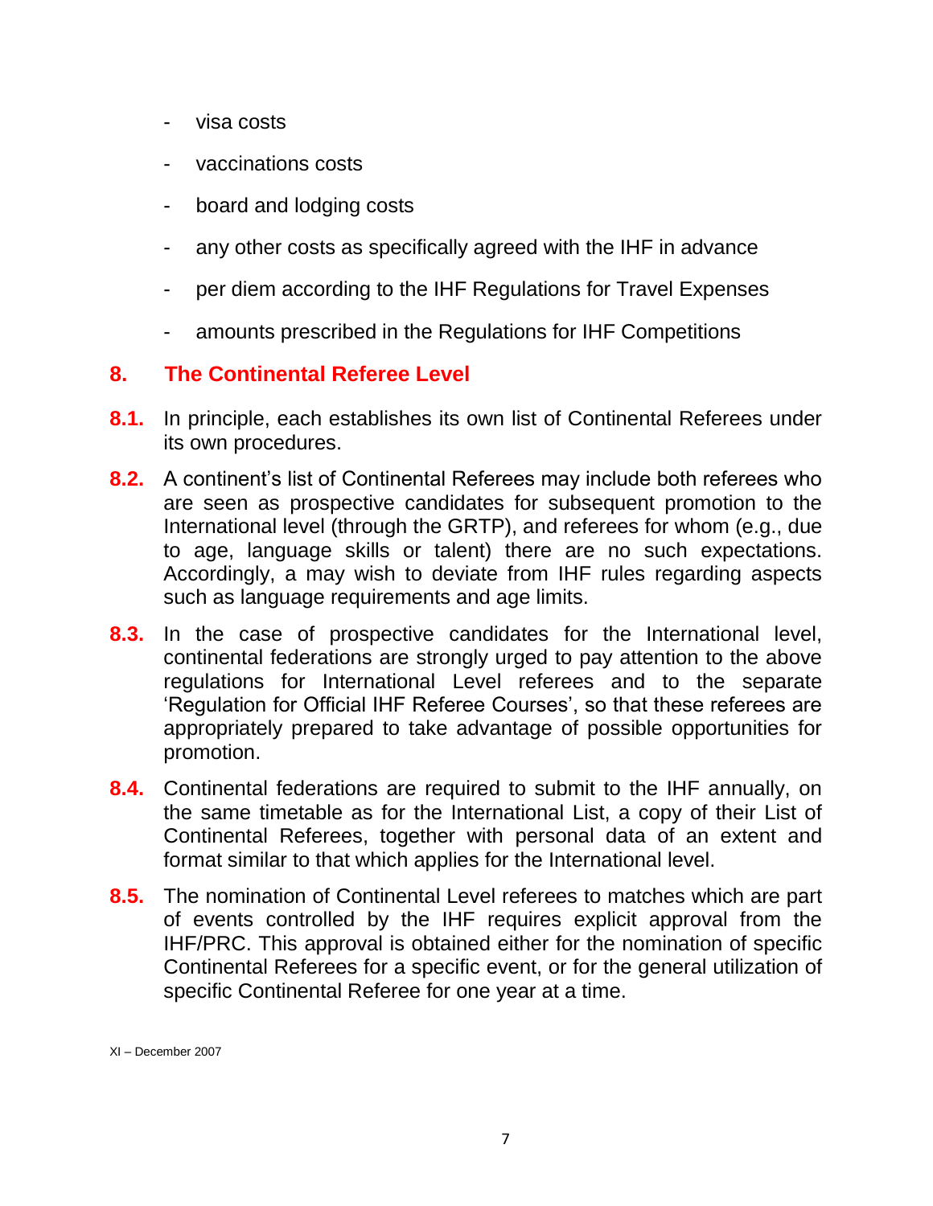- visa costs
- vaccinations costs
- board and lodging costs
- any other costs as specifically agreed with the IHF in advance
- per diem according to the IHF Regulations for Travel Expenses
- amounts prescribed in the Regulations for IHF Competitions

## 8. The Continental Referee Level

**8.1.** In principle, each establishes its own list of Continental Referees under its own procedures.

**8.2.** A continent's list of Continental Referees may include both referees who are seen as prospective candidates for subsequent promotion to the International level (through the GRTP), and referees for whom (e.g., due to age, language skills or talent) there are no such expectations. Accordingly, a may wish to deviate from IHF rules regarding aspects such as language requirements and age limits.

**8.3.** In the case of prospective candidates for the International level, continental federations are strongly urged to pay attention to the above regulations for International Level referees and to the separate 'Regulation for Official IHF Referee Courses', so that these referees are appropriately prepared to take advantage of possible opportunities for promotion.

**8.4.** Continental federations are required to submit to the IHF annually, on the same timetable as for the International List, a copy of their List of Continental Referees, together with personal data of an extent and format similar to that which applies for the International level.

**8.5.** The nomination of Continental Level referees to matches which are part of events controlled by the IHF requires explicit approval from the IHF/PRC. This approval is obtained either for the nomination of specific Continental Referees for a specific event, or for the general utilization of specific Continental Referee for one year at a time.

XI – December 2007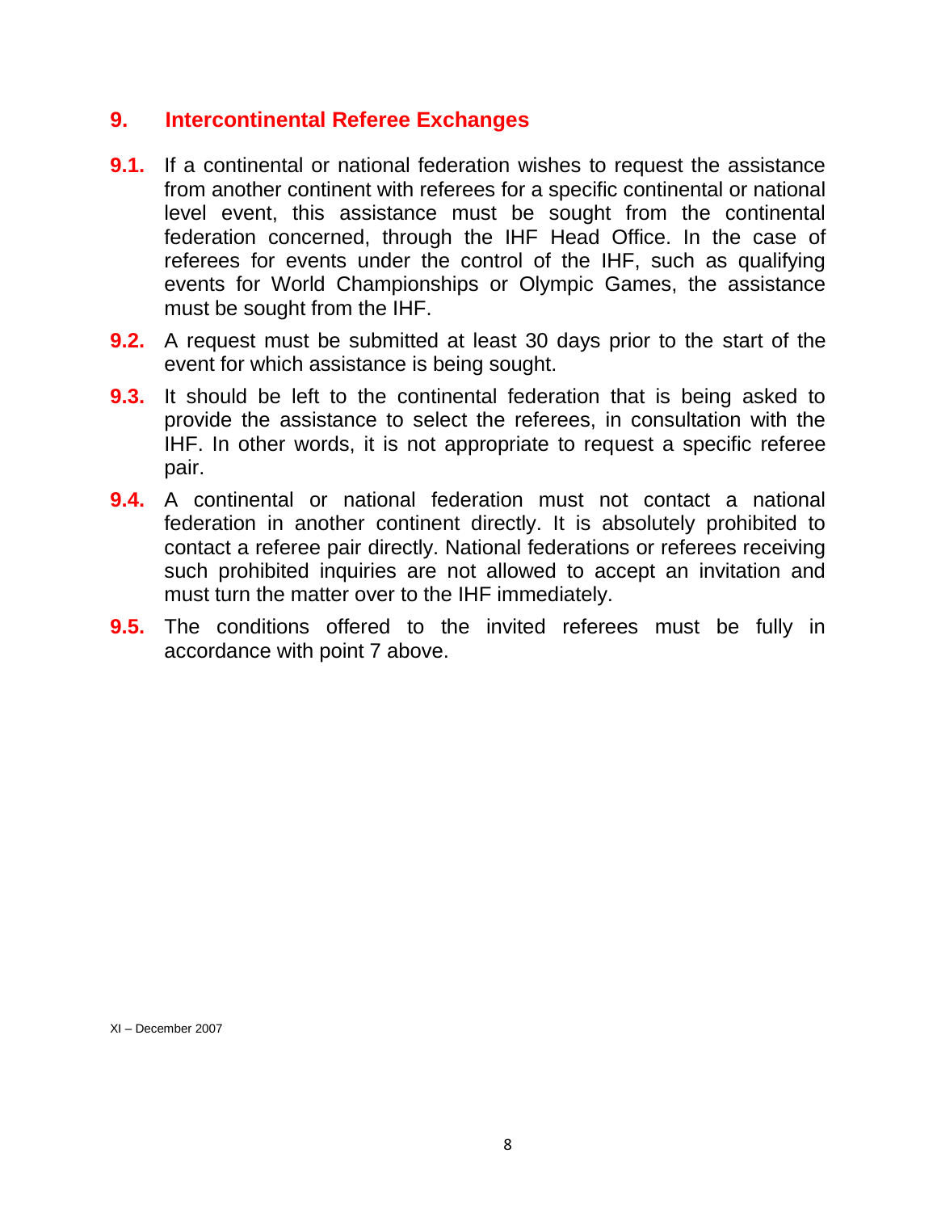## 9. Intercontinental Referee Exchanges

**9.1.** If a continental or national federation wishes to request the assistance from another continent with referees for a specific continental or national level event, this assistance must be sought from the continental federation concerned, through the IHF Head Office. In the case of referees for events under the control of the IHF, such as qualifying events for World Championships or Olympic Games, the assistance must be sought from the IHF.

**9.2.** A request must be submitted at least 30 days prior to the start of the event for which assistance is being sought.

**9.3.** It should be left to the continental federation that is being asked to provide the assistance to select the referees, in consultation with the IHF. In other words, it is not appropriate to request a specific referee pair.

**9.4.** A continental or national federation must not contact a national federation in another continent directly. It is absolutely prohibited to contact a referee pair directly. National federations or referees receiving such prohibited inquiries are not allowed to accept an invitation and must turn the matter over to the IHF immediately.

**9.5.** The conditions offered to the invited referees must be fully in accordance with point 7 above.

XI – December 2007